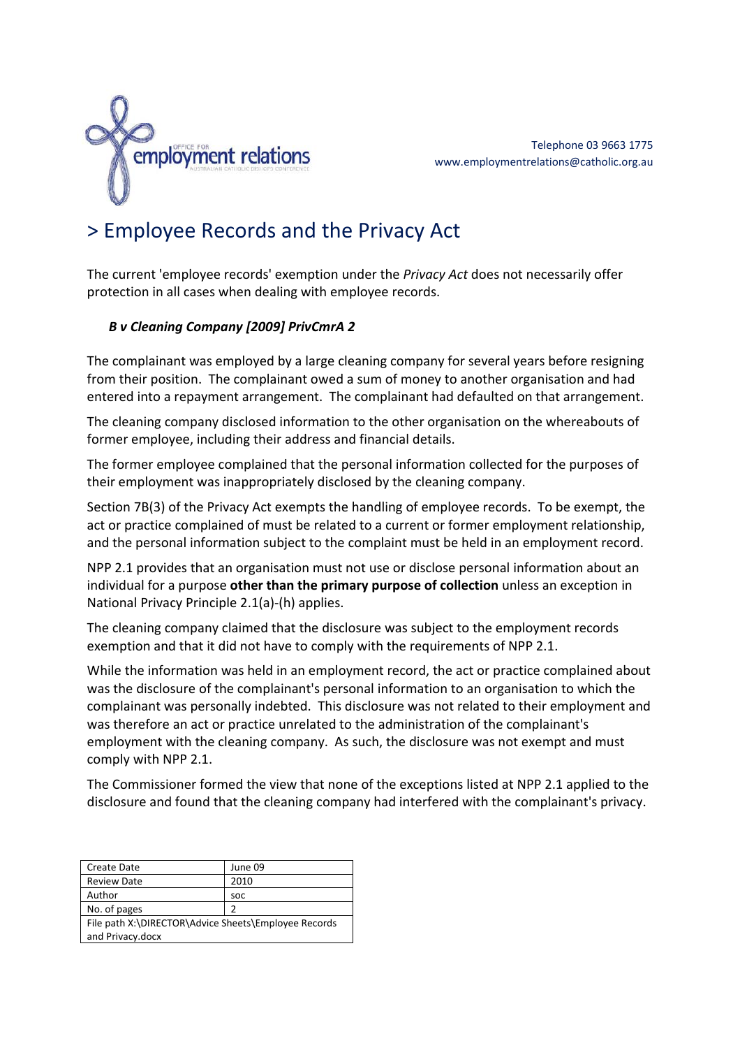Telephone 03 9663 1775
www.employmentrelations@catholic.org.au

# > Employee Records and the Privacy Act

The current 'employee records' exemption under the *Privacy Act* does not necessarily offer protection in all cases when dealing with employee records.

***B v Cleaning Company [2009] PrivCmrA 2***

The complainant was employed by a large cleaning company for several years before resigning from their position. The complainant owed a sum of money to another organisation and had entered into a repayment arrangement. The complainant had defaulted on that arrangement.

The cleaning company disclosed information to the other organisation on the whereabouts of former employee, including their address and financial details.

The former employee complained that the personal information collected for the purposes of their employment was inappropriately disclosed by the cleaning company.

Section 7B(3) of the Privacy Act exempts the handling of employee records. To be exempt, the act or practice complained of must be related to a current or former employment relationship, and the personal information subject to the complaint must be held in an employment record.

NPP 2.1 provides that an organisation must not use or disclose personal information about an individual for a purpose **other than the primary purpose of collection** unless an exception in National Privacy Principle 2.1(a)-(h) applies.

The cleaning company claimed that the disclosure was subject to the employment records exemption and that it did not have to comply with the requirements of NPP 2.1.

While the information was held in an employment record, the act or practice complained about was the disclosure of the complainant's personal information to an organisation to which the complainant was personally indebted. This disclosure was not related to their employment and was therefore an act or practice unrelated to the administration of the complainant's employment with the cleaning company. As such, the disclosure was not exempt and must comply with NPP 2.1.

The Commissioner formed the view that none of the exceptions listed at NPP 2.1 applied to the disclosure and found that the cleaning company had interfered with the complainant's privacy.

| Create Date | June 09 |
| --- | --- |
| Review Date | 2010 |
| Author | soc |
| No. of pages | 2 |
| File path X:\DIRECTOR\Advice Sheets\Employee Records and Privacy.docx | |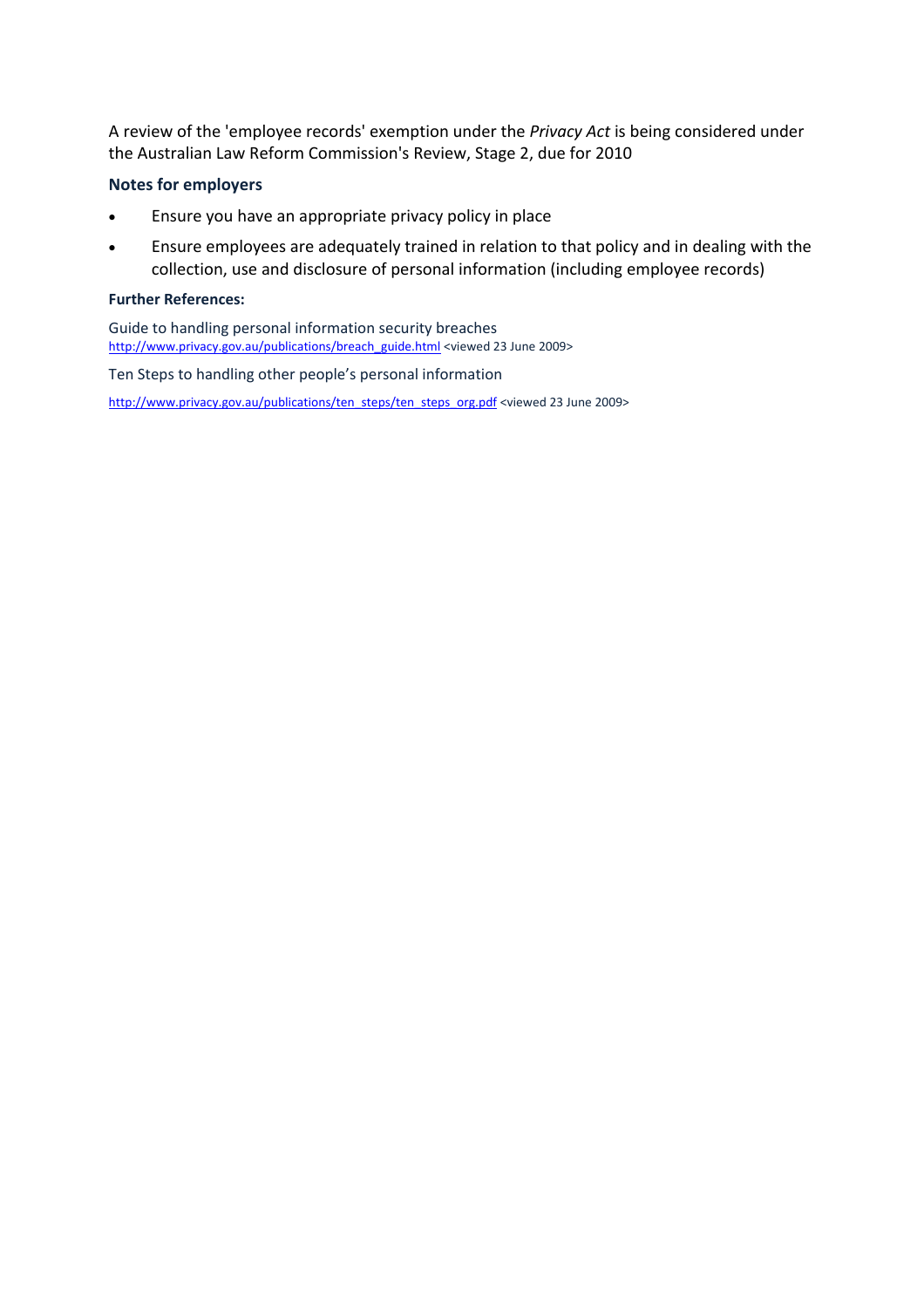A review of the 'employee records' exemption under the *Privacy Act* is being considered under the Australian Law Reform Commission's Review, Stage 2, due for 2010

### Notes for employers

- Ensure you have an appropriate privacy policy in place
- Ensure employees are adequately trained in relation to that policy and in dealing with the collection, use and disclosure of personal information (including employee records)

#### Further References:

Guide to handling personal information security breaches
http://www.privacy.gov.au/publications/breach_guide.html <viewed 23 June 2009>

Ten Steps to handling other people's personal information

http://www.privacy.gov.au/publications/ten_steps/ten_steps_org.pdf <viewed 23 June 2009>